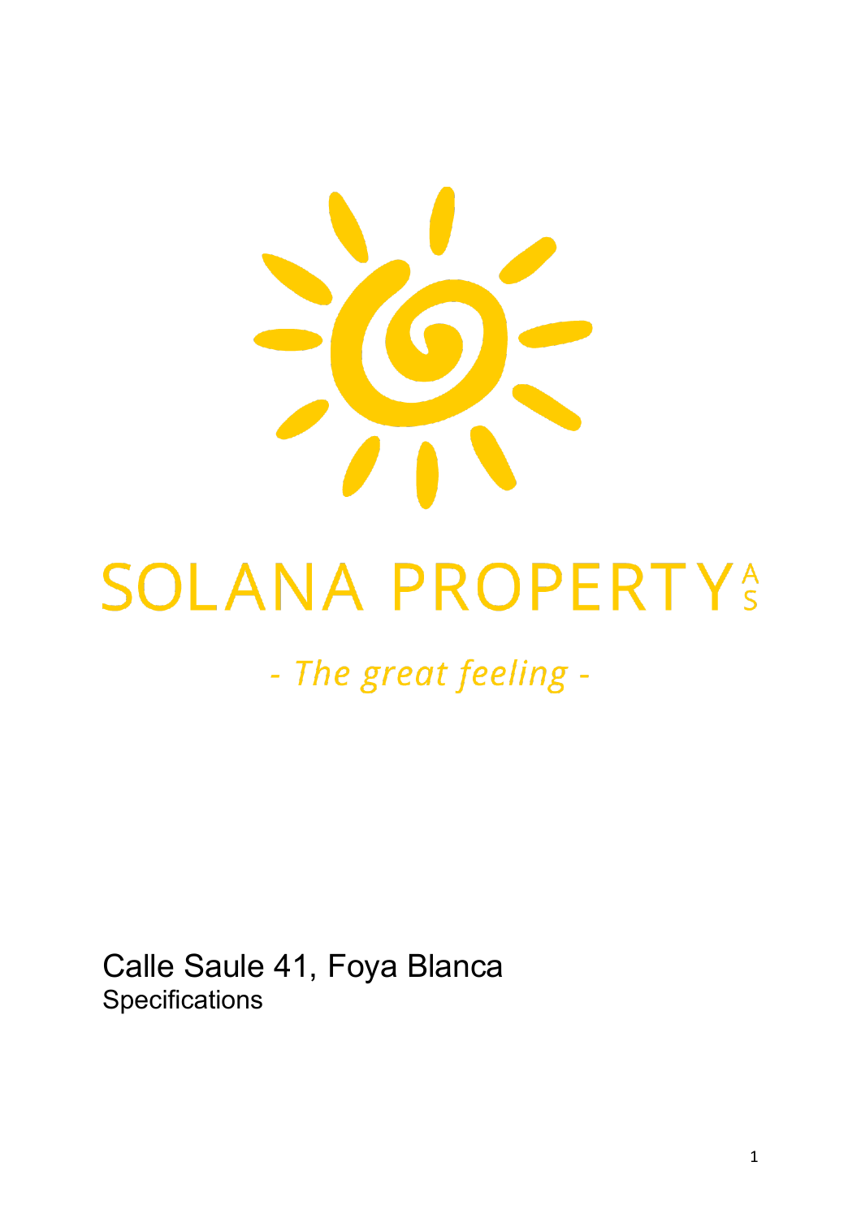SOLANA PROPERTY AS

*- The great feeling -*

# Calle Saule 41, Foya Blanca

Specifications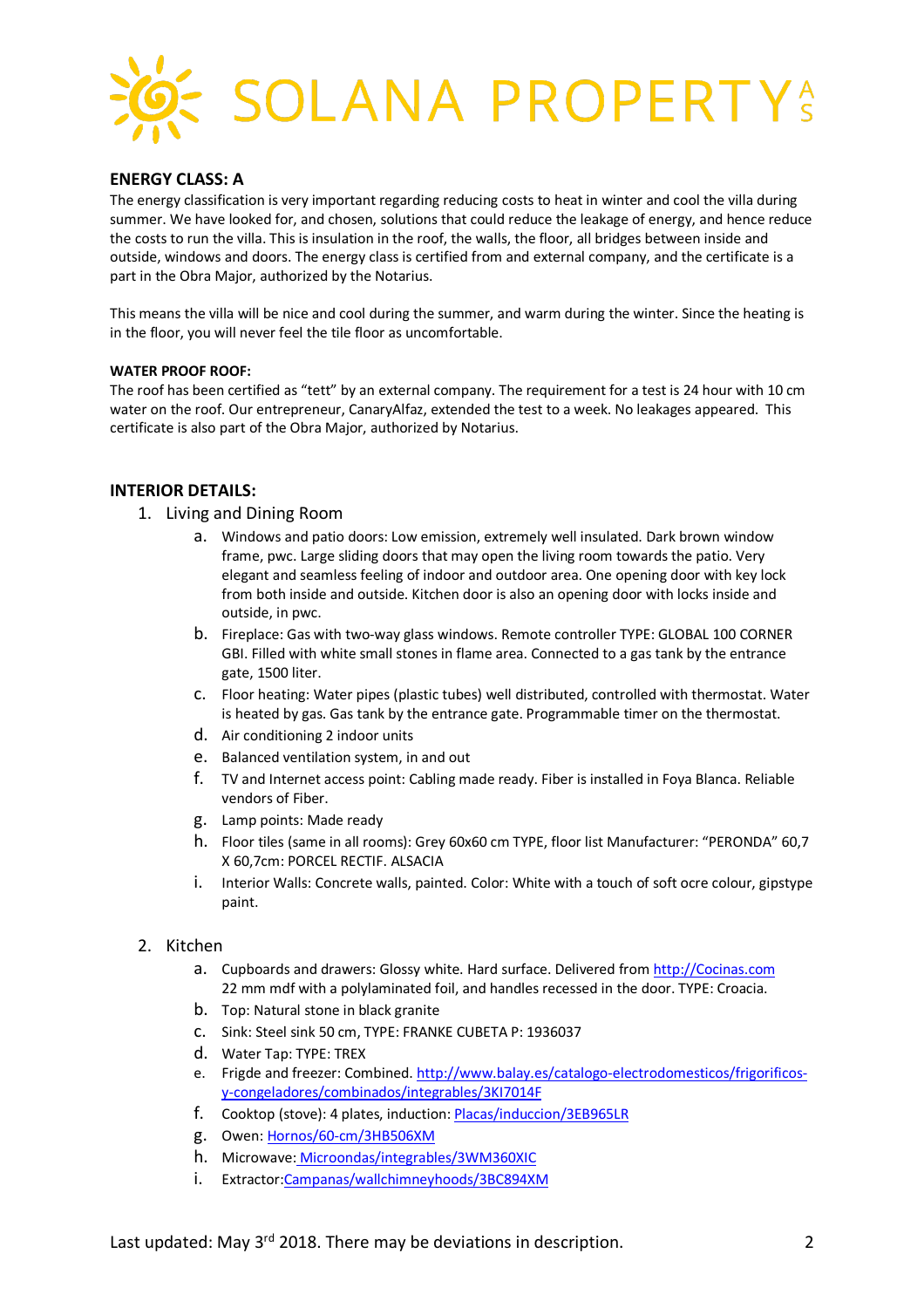## ENERGY CLASS: A

The energy classification is very important regarding reducing costs to heat in winter and cool the villa during summer. We have looked for, and chosen, solutions that could reduce the leakage of energy, and hence reduce the costs to run the villa. This is insulation in the roof, the walls, the floor, all bridges between inside and outside, windows and doors. The energy class is certified from and external company, and the certificate is a part in the Obra Major, authorized by the Notarius.

This means the villa will be nice and cool during the summer, and warm during the winter. Since the heating is in the floor, you will never feel the tile floor as uncomfortable.

#### WATER PROOF ROOF:

The roof has been certified as "tett" by an external company. The requirement for a test is 24 hour with 10 cm water on the roof. Our entrepreneur, CanaryAlfaz, extended the test to a week. No leakages appeared. This certificate is also part of the Obra Major, authorized by Notarius.

## INTERIOR DETAILS:

1. Living and Dining Room
   a. Windows and patio doors: Low emission, extremely well insulated. Dark brown window frame, pwc. Large sliding doors that may open the living room towards the patio. Very elegant and seamless feeling of indoor and outdoor area. One opening door with key lock from both inside and outside. Kitchen door is also an opening door with locks inside and outside, in pwc.
   b. Fireplace: Gas with two-way glass windows. Remote controller TYPE: GLOBAL 100 CORNER GBI. Filled with white small stones in flame area. Connected to a gas tank by the entrance gate, 1500 liter.
   c. Floor heating: Water pipes (plastic tubes) well distributed, controlled with thermostat. Water is heated by gas. Gas tank by the entrance gate. Programmable timer on the thermostat.
   d. Air conditioning 2 indoor units
   e. Balanced ventilation system, in and out
   f. TV and Internet access point: Cabling made ready. Fiber is installed in Foya Blanca. Reliable vendors of Fiber.
   g. Lamp points: Made ready
   h. Floor tiles (same in all rooms): Grey 60x60 cm TYPE, floor list Manufacturer: "PERONDA" 60,7 X 60,7cm: PORCEL RECTIF. ALSACIA
   i. Interior Walls: Concrete walls, painted. Color: White with a touch of soft ocre colour, gipstype paint.

2. Kitchen
   a. Cupboards and drawers: Glossy white. Hard surface. Delivered from http://Cocinas.com 22 mm mdf with a polylaminated foil, and handles recessed in the door. TYPE: Croacia.
   b. Top: Natural stone in black granite
   c. Sink: Steel sink 50 cm, TYPE: FRANKE CUBETA P: 1936037
   d. Water Tap: TYPE: TREX
   e. Frigde and freezer: Combined. http://www.balay.es/catalogo-electrodomesticos/frigorificos-y-congeladores/combinados/integrables/3KI7014F
   f. Cooktop (stove): 4 plates, induction: Placas/induccion/3EB965LR
   g. Owen: Hornos/60-cm/3HB506XM
   h. Microwave: Microondas/integrables/3WM360XIC
   i. Extractor: Campanas/wallchimneyhoods/3BC894XM

Last updated: May 3rd 2018. There may be deviations in description.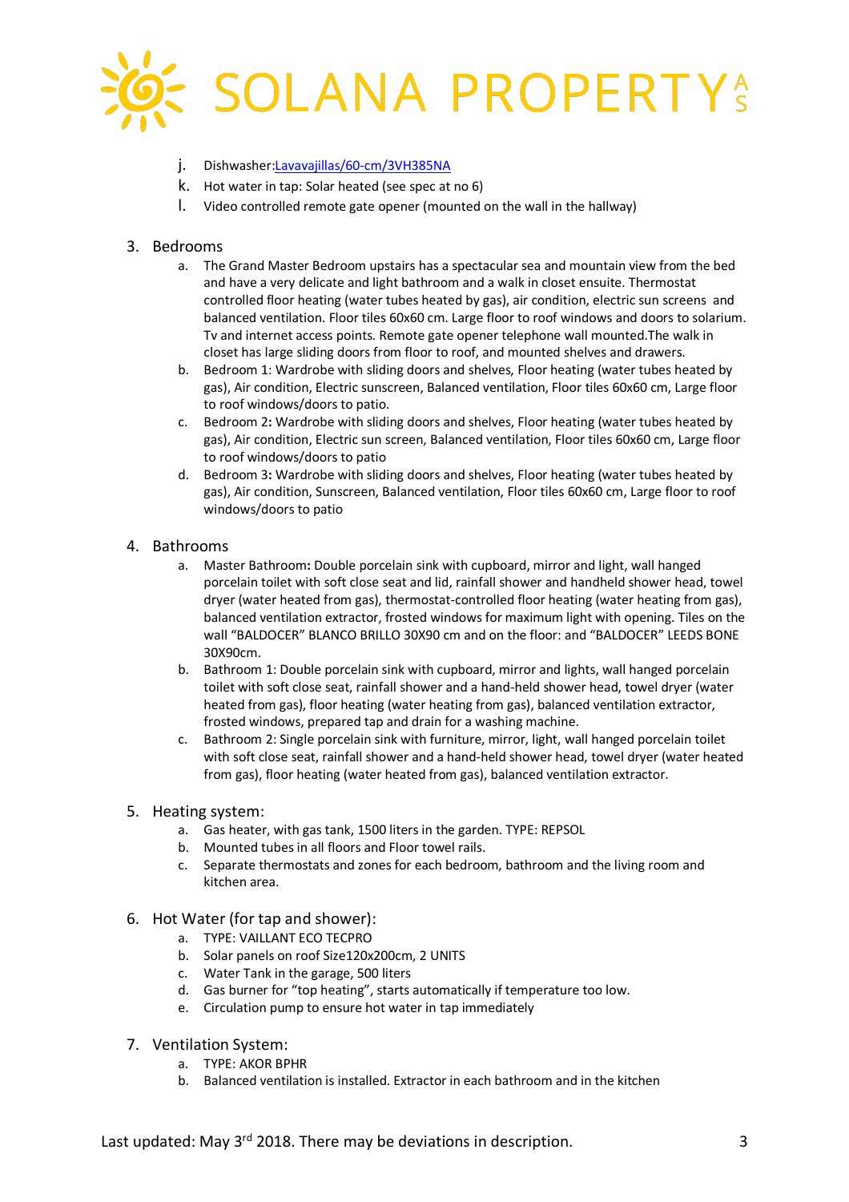j. Dishwasher:[Lavavajillas/60-cm/3VH385NA](Lavavajillas/60-cm/3VH385NA)
k. Hot water in tap: Solar heated (see spec at no 6)
l. Video controlled remote gate opener (mounted on the wall in the hallway)

3. Bedrooms
   a. The Grand Master Bedroom upstairs has a spectacular sea and mountain view from the bed and have a very delicate and light bathroom and a walk in closet ensuite. Thermostat controlled floor heating (water tubes heated by gas), air condition, electric sun screens and balanced ventilation. Floor tiles 60x60 cm. Large floor to roof windows and doors to solarium. Tv and internet access points. Remote gate opener telephone wall mounted.The walk in closet has large sliding doors from floor to roof, and mounted shelves and drawers.
   b. Bedroom 1: Wardrobe with sliding doors and shelves, Floor heating (water tubes heated by gas), Air condition, Electric sunscreen, Balanced ventilation, Floor tiles 60x60 cm, Large floor to roof windows/doors to patio.
   c. Bedroom 2**:** Wardrobe with sliding doors and shelves, Floor heating (water tubes heated by gas), Air condition, Electric sun screen, Balanced ventilation, Floor tiles 60x60 cm, Large floor to roof windows/doors to patio
   d. Bedroom 3**:** Wardrobe with sliding doors and shelves, Floor heating (water tubes heated by gas), Air condition, Sunscreen, Balanced ventilation, Floor tiles 60x60 cm, Large floor to roof windows/doors to patio

4. Bathrooms
   a. Master Bathroom**:** Double porcelain sink with cupboard, mirror and light, wall hanged porcelain toilet with soft close seat and lid, rainfall shower and handheld shower head, towel dryer (water heated from gas), thermostat-controlled floor heating (water heating from gas), balanced ventilation extractor, frosted windows for maximum light with opening. Tiles on the wall "BALDOCER" BLANCO BRILLO 30X90 cm and on the floor: and "BALDOCER" LEEDS BONE 30X90cm.
   b. Bathroom 1: Double porcelain sink with cupboard, mirror and lights, wall hanged porcelain toilet with soft close seat, rainfall shower and a hand-held shower head, towel dryer (water heated from gas), floor heating (water heating from gas), balanced ventilation extractor, frosted windows, prepared tap and drain for a washing machine.
   c. Bathroom 2: Single porcelain sink with furniture, mirror, light, wall hanged porcelain toilet with soft close seat, rainfall shower and a hand-held shower head, towel dryer (water heated from gas), floor heating (water heated from gas), balanced ventilation extractor.

5. Heating system:
   a. Gas heater, with gas tank, 1500 liters in the garden. TYPE: REPSOL
   b. Mounted tubes in all floors and Floor towel rails.
   c. Separate thermostats and zones for each bedroom, bathroom and the living room and kitchen area.

6. Hot Water (for tap and shower):
   a. TYPE: VAILLANT ECO TECPRO
   b. Solar panels on roof Size120x200cm, 2 UNITS
   c. Water Tank in the garage, 500 liters
   d. Gas burner for "top heating", starts automatically if temperature too low.
   e. Circulation pump to ensure hot water in tap immediately

7. Ventilation System:
   a. TYPE: AKOR BPHR
   b. Balanced ventilation is installed. Extractor in each bathroom and in the kitchen

Last updated: May 3rd 2018. There may be deviations in description.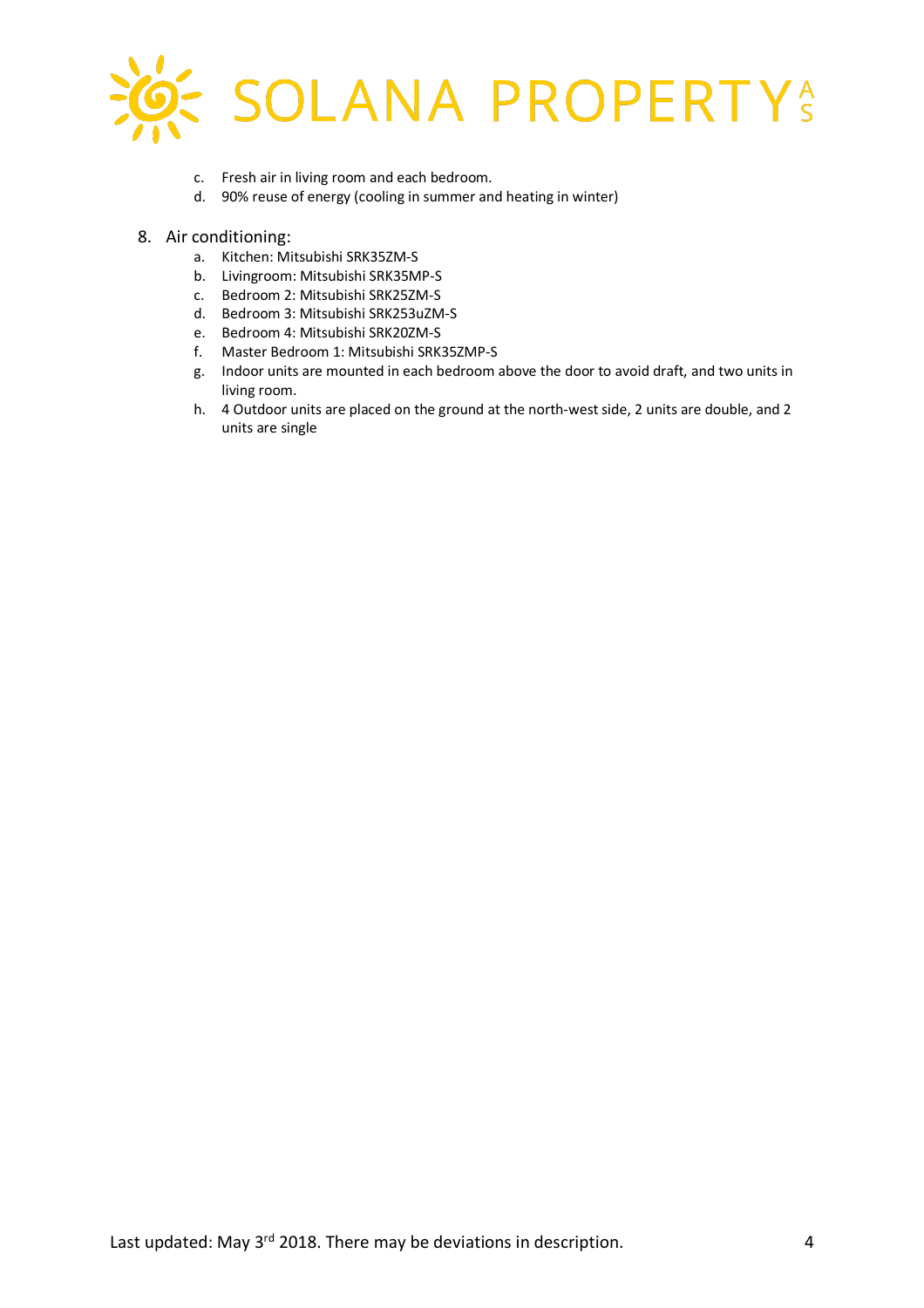c. Fresh air in living room and each bedroom.
d. 90% reuse of energy (cooling in summer and heating in winter)

8. Air conditioning:
   a. Kitchen: Mitsubishi SRK35ZM-S
   b. Livingroom: Mitsubishi SRK35MP-S
   c. Bedroom 2: Mitsubishi SRK25ZM-S
   d. Bedroom 3: Mitsubishi SRK253uZM-S
   e. Bedroom 4: Mitsubishi SRK20ZM-S
   f. Master Bedroom 1: Mitsubishi SRK35ZMP-S
   g. Indoor units are mounted in each bedroom above the door to avoid draft, and two units in living room.
   h. 4 Outdoor units are placed on the ground at the north-west side, 2 units are double, and 2 units are single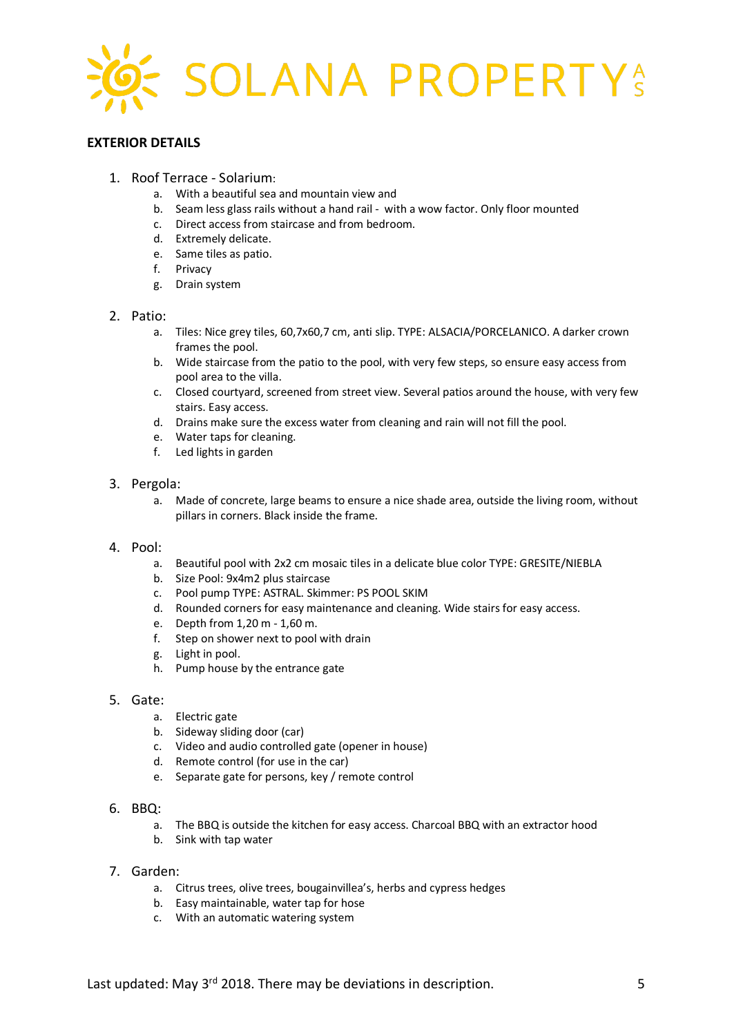# SOLANA PROPERTY AS

## EXTERIOR DETAILS

1. Roof Terrace - Solarium:
   a. With a beautiful sea and mountain view and
   b. Seam less glass rails without a hand rail - with a wow factor. Only floor mounted
   c. Direct access from staircase and from bedroom.
   d. Extremely delicate.
   e. Same tiles as patio.
   f. Privacy
   g. Drain system

2. Patio:
   a. Tiles: Nice grey tiles, 60,7x60,7 cm, anti slip. TYPE: ALSACIA/PORCELANICO. A darker crown frames the pool.
   b. Wide staircase from the patio to the pool, with very few steps, so ensure easy access from pool area to the villa.
   c. Closed courtyard, screened from street view. Several patios around the house, with very few stairs. Easy access.
   d. Drains make sure the excess water from cleaning and rain will not fill the pool.
   e. Water taps for cleaning.
   f. Led lights in garden

3. Pergola:
   a. Made of concrete, large beams to ensure a nice shade area, outside the living room, without pillars in corners. Black inside the frame.

4. Pool:
   a. Beautiful pool with 2x2 cm mosaic tiles in a delicate blue color TYPE: GRESITE/NIEBLA
   b. Size Pool: 9x4m2 plus staircase
   c. Pool pump TYPE: ASTRAL. Skimmer: PS POOL SKIM
   d. Rounded corners for easy maintenance and cleaning. Wide stairs for easy access.
   e. Depth from 1,20 m - 1,60 m.
   f. Step on shower next to pool with drain
   g. Light in pool.
   h. Pump house by the entrance gate

5. Gate:
   a. Electric gate
   b. Sideway sliding door (car)
   c. Video and audio controlled gate (opener in house)
   d. Remote control (for use in the car)
   e. Separate gate for persons, key / remote control

6. BBQ:
   a. The BBQ is outside the kitchen for easy access. Charcoal BBQ with an extractor hood
   b. Sink with tap water

7. Garden:
   a. Citrus trees, olive trees, bougainvillea's, herbs and cypress hedges
   b. Easy maintainable, water tap for hose
   c. With an automatic watering system

Last updated: May 3rd 2018. There may be deviations in description.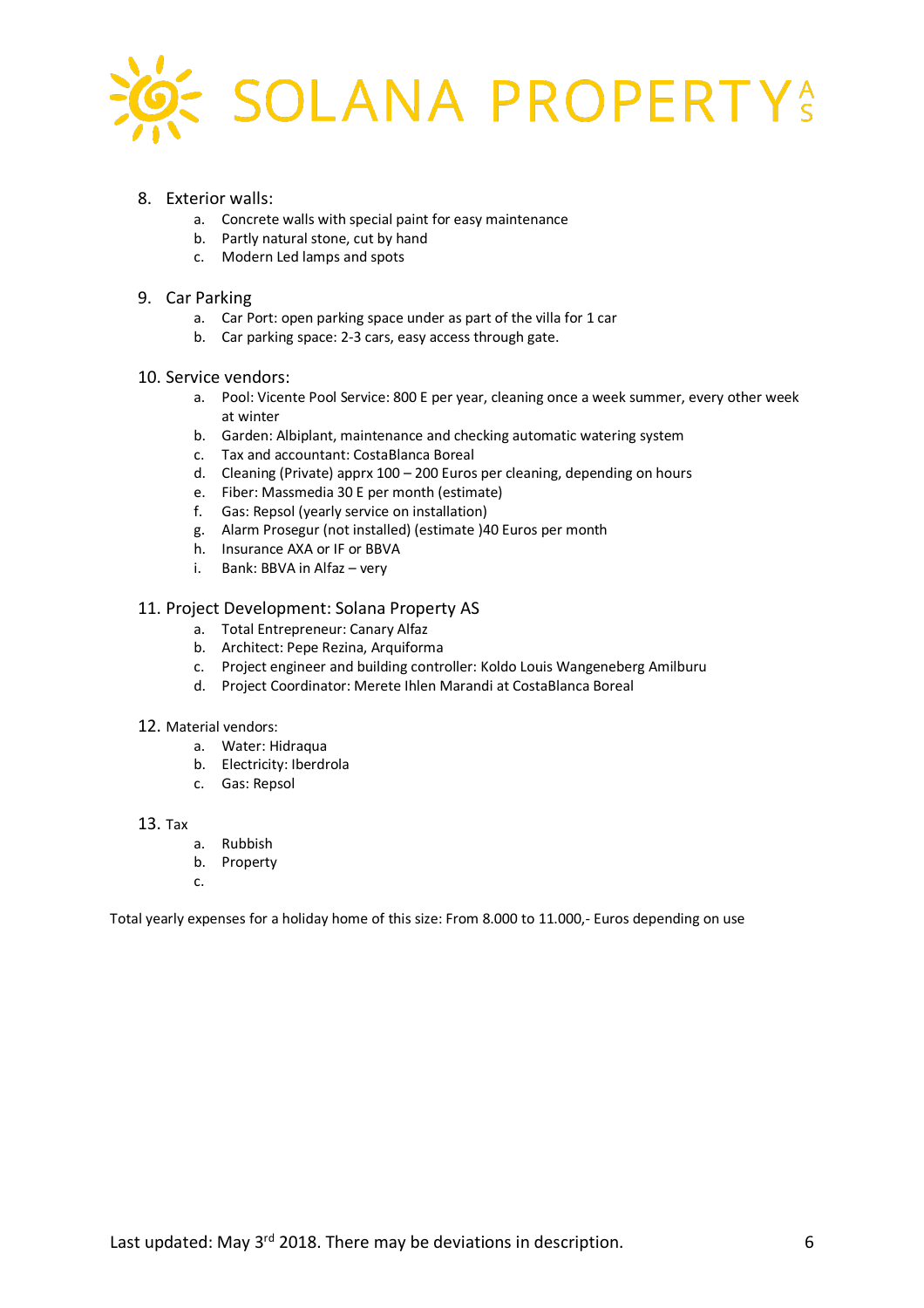8. Exterior walls:
    a. Concrete walls with special paint for easy maintenance
    b. Partly natural stone, cut by hand
    c. Modern Led lamps and spots

9. Car Parking
    a. Car Port: open parking space under as part of the villa for 1 car
    b. Car parking space: 2-3 cars, easy access through gate.

10. Service vendors:
    a. Pool: Vicente Pool Service: 800 E per year, cleaning once a week summer, every other week at winter
    b. Garden: Albiplant, maintenance and checking automatic watering system
    c. Tax and accountant: CostaBlanca Boreal
    d. Cleaning (Private) apprx 100 – 200 Euros per cleaning, depending on hours
    e. Fiber: Massmedia 30 E per month (estimate)
    f. Gas: Repsol (yearly service on installation)
    g. Alarm Prosegur (not installed) (estimate )40 Euros per month
    h. Insurance AXA or IF or BBVA
    i. Bank: BBVA in Alfaz – very

11. Project Development: Solana Property AS
    a. Total Entrepreneur: Canary Alfaz
    b. Architect: Pepe Rezina, Arquiforma
    c. Project engineer and building controller: Koldo Louis Wangeneberg Amilburu
    d. Project Coordinator: Merete Ihlen Marandi at CostaBlanca Boreal

12. Material vendors:
    a. Water: Hidraqua
    b. Electricity: Iberdrola
    c. Gas: Repsol

13. Tax
    a. Rubbish
    b. Property
    c.

Total yearly expenses for a holiday home of this size: From 8.000 to 11.000,- Euros depending on use

Last updated: May 3rd 2018. There may be deviations in description.